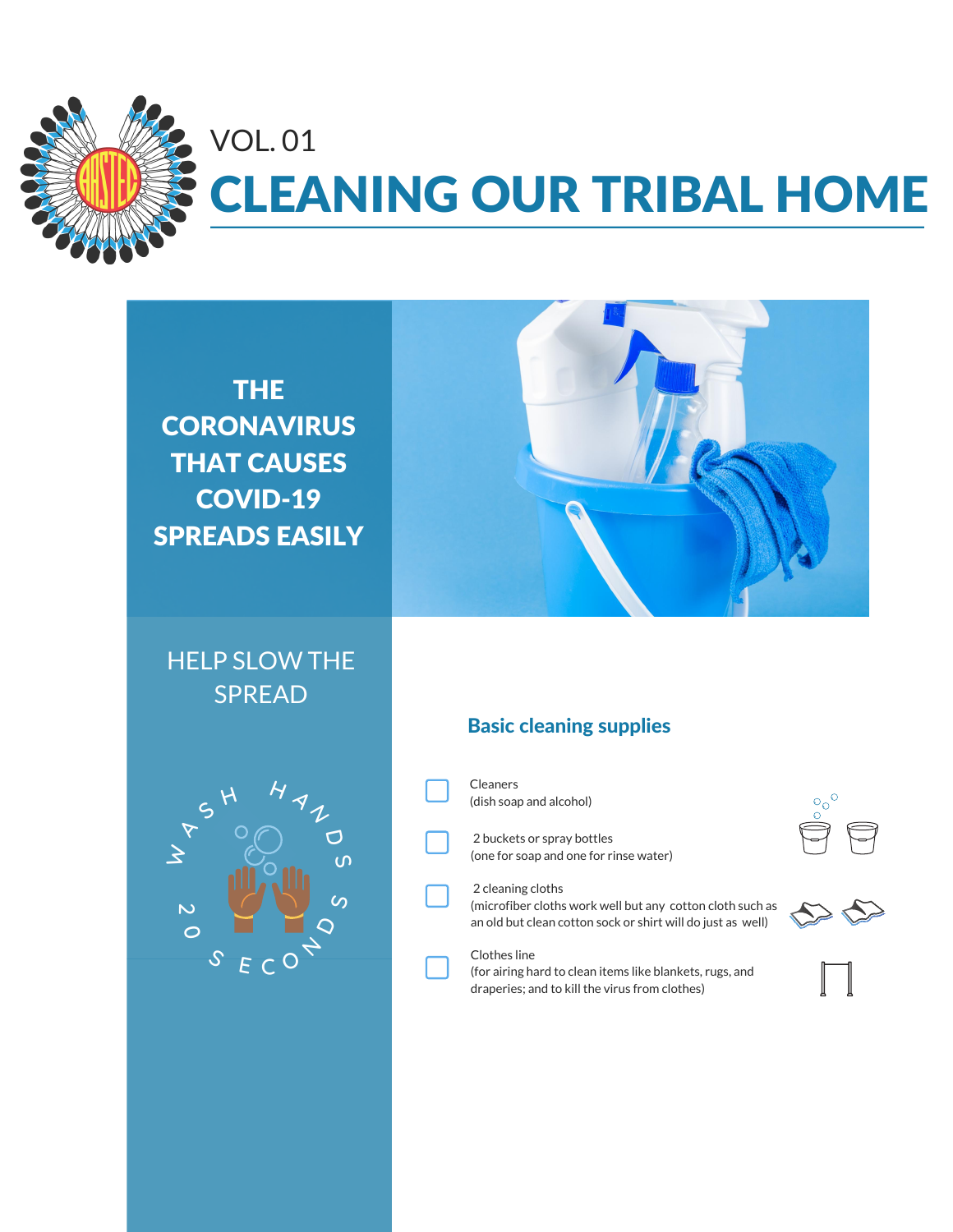VOL. 01

# CLEANING OUR TRIBAL HOME

## THE CORONAVIRUS THAT CAUSES COVID-19 SPREADS EASILY

HELP SLOW THE SPREAD

WASH HANDS 20 SECONDS

### Basic cleaning supplies

- [ ] Cleaners
  (dish soap and alcohol)
- [ ] 2 buckets or spray bottles
  (one for soap and one for rinse water)
- [ ] 2 cleaning cloths
  (microfiber cloths work well but any cotton cloth such as an old but clean cotton sock or shirt will do just as well)
- [ ] Clothes line
  (for airing hard to clean items like blankets, rugs, and draperies; and to kill the virus from clothes)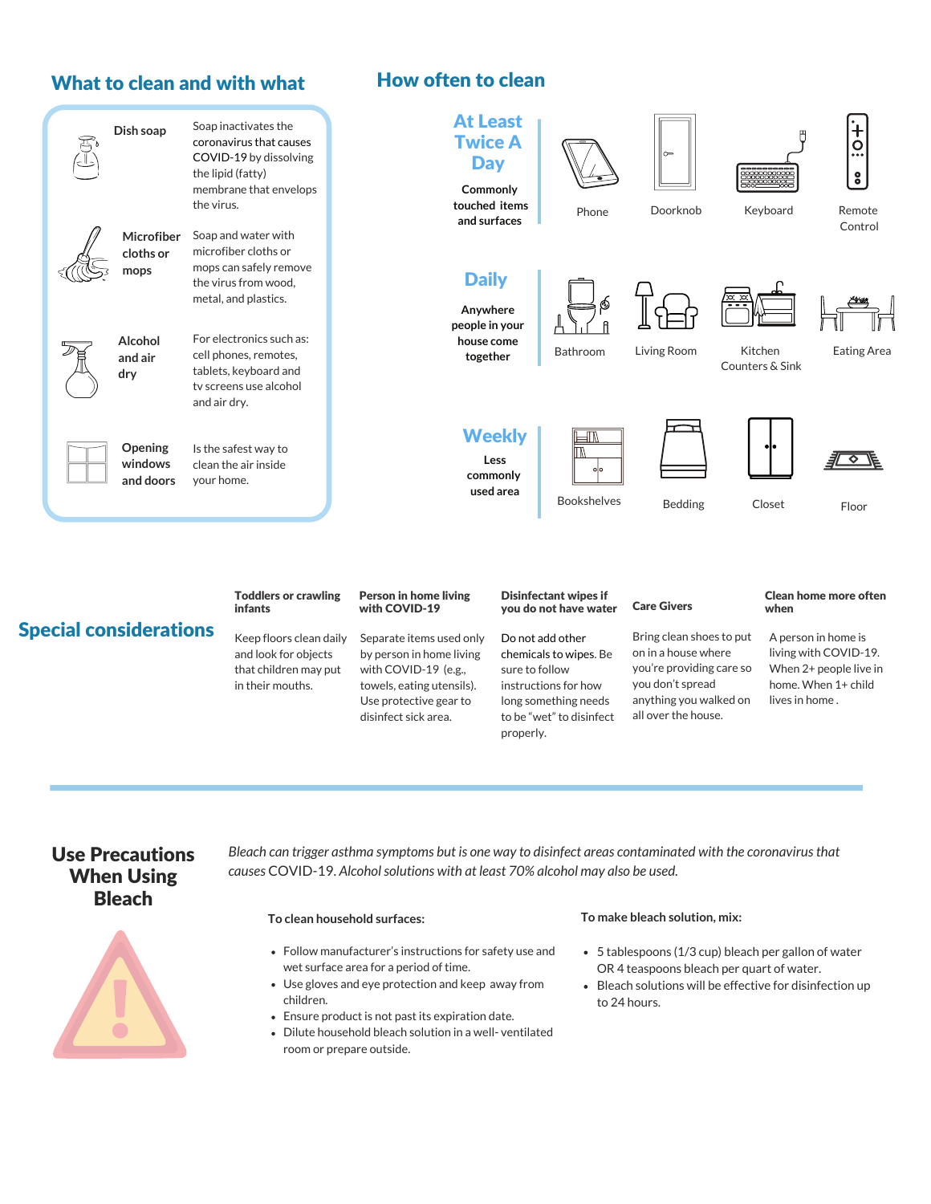## What to clean and with what

| | |
|---|---|
| **Dish soap** | Soap inactivates the coronavirus that causes COVID-19 by dissolving the lipid (fatty) membrane that envelops the virus. |
| **Microfiber cloths or mops** | Soap and water with microfiber cloths or mops can safely remove the virus from wood, metal, and plastics. |
| **Alcohol and air dry** | For electronics such as: cell phones, remotes, tablets, keyboard and tv screens use alcohol and air dry. |
| **Opening windows and doors** | Is the safest way to clean the air inside your home. |

## How often to clean

### At Least Twice A Day

**Commonly touched items and surfaces**

Phone, Doorknob, Keyboard, Remote Control

### Daily

**Anywhere people in your house come together**

Bathroom, Living Room, Kitchen Counters & Sink, Eating Area

### Weekly

**Less commonly used area**

Bookshelves, Bedding, Closet, Floor

## Special considerations

| Toddlers or crawling infants | Person in home living with COVID-19 | Disinfectant wipes if you do not have water | Care Givers | Clean home more often when |
|---|---|---|---|---|
| Keep floors clean daily and look for objects that children may put in their mouths. | Separate items used only by person in home living with COVID-19 (e.g., towels, eating utensils). Use protective gear to disinfect sick area. | Do not add other chemicals to wipes. Be sure to follow instructions for how long something needs to be "wet" to disinfect properly. | Bring clean shoes to put on in a house where you're providing care so you don't spread anything you walked on all over the house. | A person in home is living with COVID-19. When 2+ people live in home. When 1+ child lives in home . |

## Use Precautions When Using Bleach

*Bleach can trigger asthma symptoms but is one way to disinfect areas contaminated with the coronavirus that causes* COVID-19. *Alcohol solutions with at least 70% alcohol may also be used.*

**To clean household surfaces:**

- Follow manufacturer's instructions for safety use and wet surface area for a period of time.
- Use gloves and eye protection and keep away from children.
- Ensure product is not past its expiration date.
- Dilute household bleach solution in a well- ventilated room or prepare outside.

**To make bleach solution, mix:**

- 5 tablespoons (1/3 cup) bleach per gallon of water OR 4 teaspoons bleach per quart of water.
- Bleach solutions will be effective for disinfection up to 24 hours.